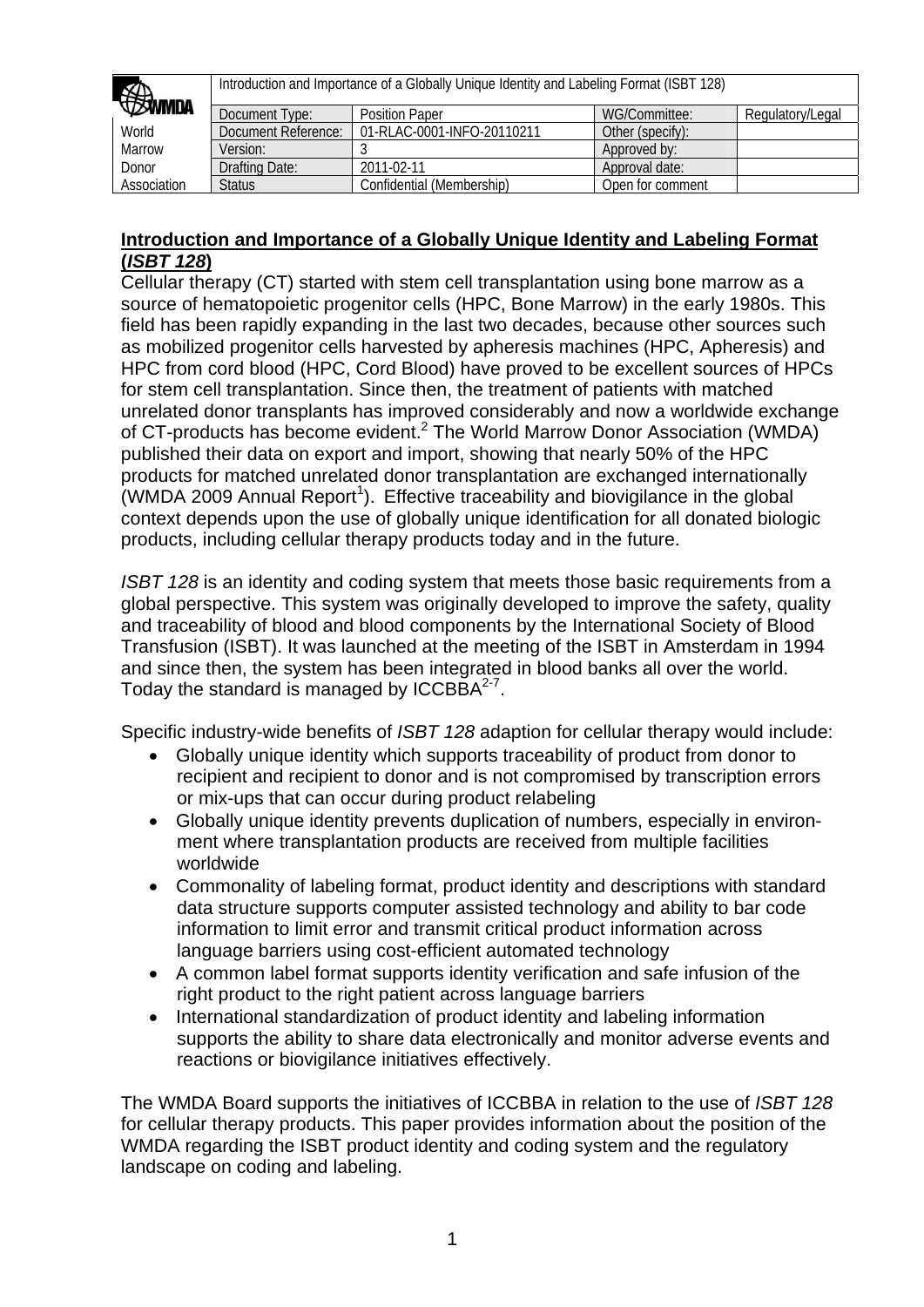| WMDA World Marrow Donor Association | Introduction and Importance of a Globally Unique Identity and Labeling Format (ISBT 128) | | | |
|---|---|---|---|---|
| | Document Type: | Position Paper | WG/Committee: | Regulatory/Legal |
| | Document Reference: | 01-RLAC-0001-INFO-20110211 | Other (specify): | |
| | Version: | 3 | Approved by: | |
| | Drafting Date: | 2011-02-11 | Approval date: | |
| | Status | Confidential (Membership) | Open for comment | |

## Introduction and Importance of a Globally Unique Identity and Labeling Format (*ISBT 128*)

Cellular therapy (CT) started with stem cell transplantation using bone marrow as a source of hematopoietic progenitor cells (HPC, Bone Marrow) in the early 1980s. This field has been rapidly expanding in the last two decades, because other sources such as mobilized progenitor cells harvested by apheresis machines (HPC, Apheresis) and HPC from cord blood (HPC, Cord Blood) have proved to be excellent sources of HPCs for stem cell transplantation. Since then, the treatment of patients with matched unrelated donor transplants has improved considerably and now a worldwide exchange of CT-products has become evident.[2] The World Marrow Donor Association (WMDA) published their data on export and import, showing that nearly 50% of the HPC products for matched unrelated donor transplantation are exchanged internationally (WMDA 2009 Annual Report[1]). Effective traceability and biovigilance in the global context depends upon the use of globally unique identification for all donated biologic products, including cellular therapy products today and in the future.

*ISBT 128* is an identity and coding system that meets those basic requirements from a global perspective. This system was originally developed to improve the safety, quality and traceability of blood and blood components by the International Society of Blood Transfusion (ISBT). It was launched at the meeting of the ISBT in Amsterdam in 1994 and since then, the system has been integrated in blood banks all over the world. Today the standard is managed by ICCBBA[2-7].

Specific industry-wide benefits of *ISBT 128* adaption for cellular therapy would include:

- Globally unique identity which supports traceability of product from donor to recipient and recipient to donor and is not compromised by transcription errors or mix-ups that can occur during product relabeling
- Globally unique identity prevents duplication of numbers, especially in environment where transplantation products are received from multiple facilities worldwide
- Commonality of labeling format, product identity and descriptions with standard data structure supports computer assisted technology and ability to bar code information to limit error and transmit critical product information across language barriers using cost-efficient automated technology
- A common label format supports identity verification and safe infusion of the right product to the right patient across language barriers
- International standardization of product identity and labeling information supports the ability to share data electronically and monitor adverse events and reactions or biovigilance initiatives effectively.

The WMDA Board supports the initiatives of ICCBBA in relation to the use of *ISBT 128* for cellular therapy products. This paper provides information about the position of the WMDA regarding the ISBT product identity and coding system and the regulatory landscape on coding and labeling.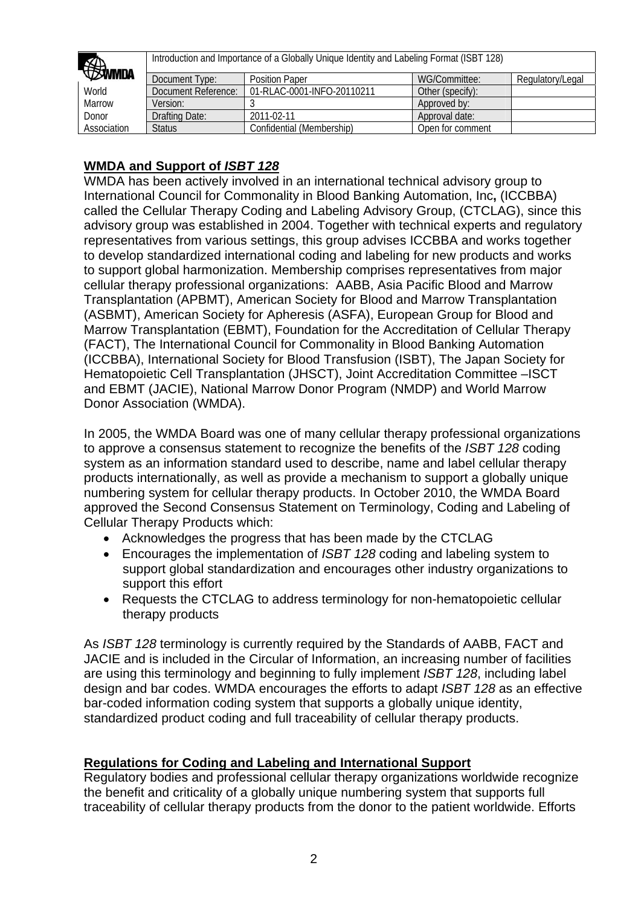## WMDA and Support of *ISBT 128*

WMDA has been actively involved in an international technical advisory group to International Council for Commonality in Blood Banking Automation, Inc**,** (ICCBBA) called the Cellular Therapy Coding and Labeling Advisory Group, (CTCLAG), since this advisory group was established in 2004. Together with technical experts and regulatory representatives from various settings, this group advises ICCBBA and works together to develop standardized international coding and labeling for new products and works to support global harmonization. Membership comprises representatives from major cellular therapy professional organizations: AABB, Asia Pacific Blood and Marrow Transplantation (APBMT), American Society for Blood and Marrow Transplantation (ASBMT), American Society for Apheresis (ASFA), European Group for Blood and Marrow Transplantation (EBMT), Foundation for the Accreditation of Cellular Therapy (FACT), The International Council for Commonality in Blood Banking Automation (ICCBBA), International Society for Blood Transfusion (ISBT), The Japan Society for Hematopoietic Cell Transplantation (JHSCT), Joint Accreditation Committee –ISCT and EBMT (JACIE), National Marrow Donor Program (NMDP) and World Marrow Donor Association (WMDA).

In 2005, the WMDA Board was one of many cellular therapy professional organizations to approve a consensus statement to recognize the benefits of the *ISBT 128* coding system as an information standard used to describe, name and label cellular therapy products internationally, as well as provide a mechanism to support a globally unique numbering system for cellular therapy products. In October 2010, the WMDA Board approved the Second Consensus Statement on Terminology, Coding and Labeling of Cellular Therapy Products which:

- Acknowledges the progress that has been made by the CTCLAG
- Encourages the implementation of *ISBT 128* coding and labeling system to support global standardization and encourages other industry organizations to support this effort
- Requests the CTCLAG to address terminology for non-hematopoietic cellular therapy products

As *ISBT 128* terminology is currently required by the Standards of AABB, FACT and JACIE and is included in the Circular of Information, an increasing number of facilities are using this terminology and beginning to fully implement *ISBT 128*, including label design and bar codes. WMDA encourages the efforts to adapt *ISBT 128* as an effective bar-coded information coding system that supports a globally unique identity, standardized product coding and full traceability of cellular therapy products.

## Regulations for Coding and Labeling and International Support

Regulatory bodies and professional cellular therapy organizations worldwide recognize the benefit and criticality of a globally unique numbering system that supports full traceability of cellular therapy products from the donor to the patient worldwide. Efforts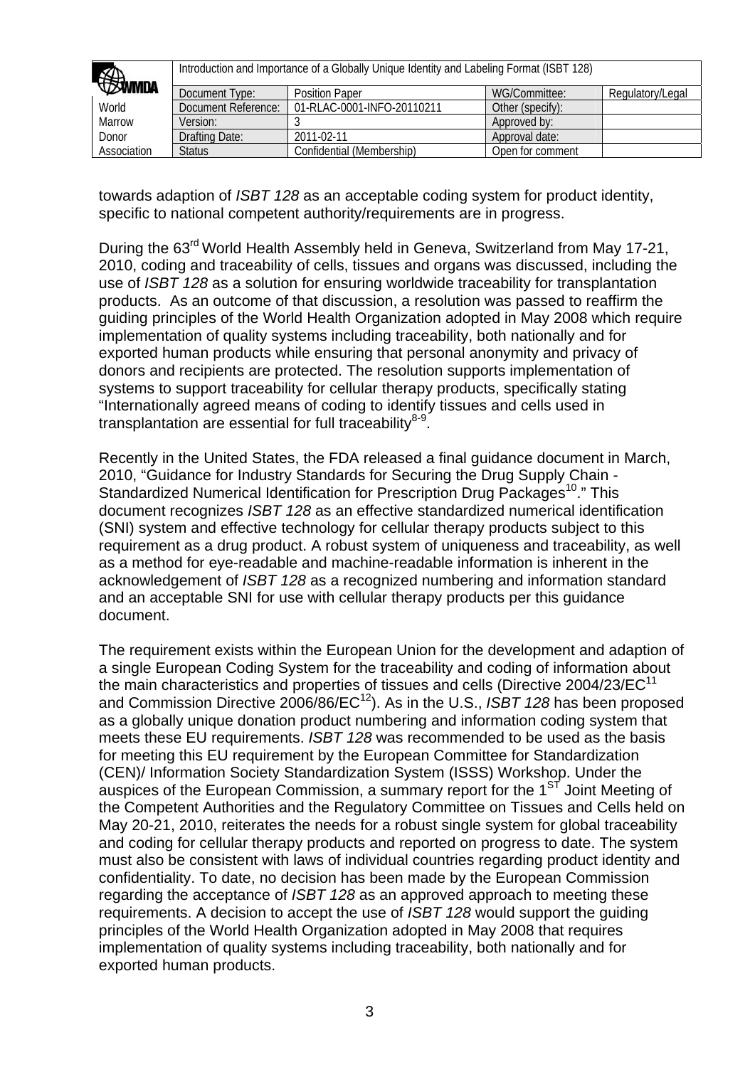towards adaption of *ISBT 128* as an acceptable coding system for product identity, specific to national competent authority/requirements are in progress.

During the 63rd World Health Assembly held in Geneva, Switzerland from May 17-21, 2010, coding and traceability of cells, tissues and organs was discussed, including the use of *ISBT 128* as a solution for ensuring worldwide traceability for transplantation products. As an outcome of that discussion, a resolution was passed to reaffirm the guiding principles of the World Health Organization adopted in May 2008 which require implementation of quality systems including traceability, both nationally and for exported human products while ensuring that personal anonymity and privacy of donors and recipients are protected. The resolution supports implementation of systems to support traceability for cellular therapy products, specifically stating "Internationally agreed means of coding to identify tissues and cells used in transplantation are essential for full traceability[8-9].

Recently in the United States, the FDA released a final guidance document in March, 2010, "Guidance for Industry Standards for Securing the Drug Supply Chain - Standardized Numerical Identification for Prescription Drug Packages[10]." This document recognizes *ISBT 128* as an effective standardized numerical identification (SNI) system and effective technology for cellular therapy products subject to this requirement as a drug product. A robust system of uniqueness and traceability, as well as a method for eye-readable and machine-readable information is inherent in the acknowledgement of *ISBT 128* as a recognized numbering and information standard and an acceptable SNI for use with cellular therapy products per this guidance document.

The requirement exists within the European Union for the development and adaption of a single European Coding System for the traceability and coding of information about the main characteristics and properties of tissues and cells (Directive 2004/23/EC[11] and Commission Directive 2006/86/EC[12]). As in the U.S., *ISBT 128* has been proposed as a globally unique donation product numbering and information coding system that meets these EU requirements. *ISBT 128* was recommended to be used as the basis for meeting this EU requirement by the European Committee for Standardization (CEN)/ Information Society Standardization System (ISSS) Workshop. Under the auspices of the European Commission, a summary report for the 1ST Joint Meeting of the Competent Authorities and the Regulatory Committee on Tissues and Cells held on May 20-21, 2010, reiterates the needs for a robust single system for global traceability and coding for cellular therapy products and reported on progress to date. The system must also be consistent with laws of individual countries regarding product identity and confidentiality. To date, no decision has been made by the European Commission regarding the acceptance of *ISBT 128* as an approved approach to meeting these requirements. A decision to accept the use of *ISBT 128* would support the guiding principles of the World Health Organization adopted in May 2008 that requires implementation of quality systems including traceability, both nationally and for exported human products.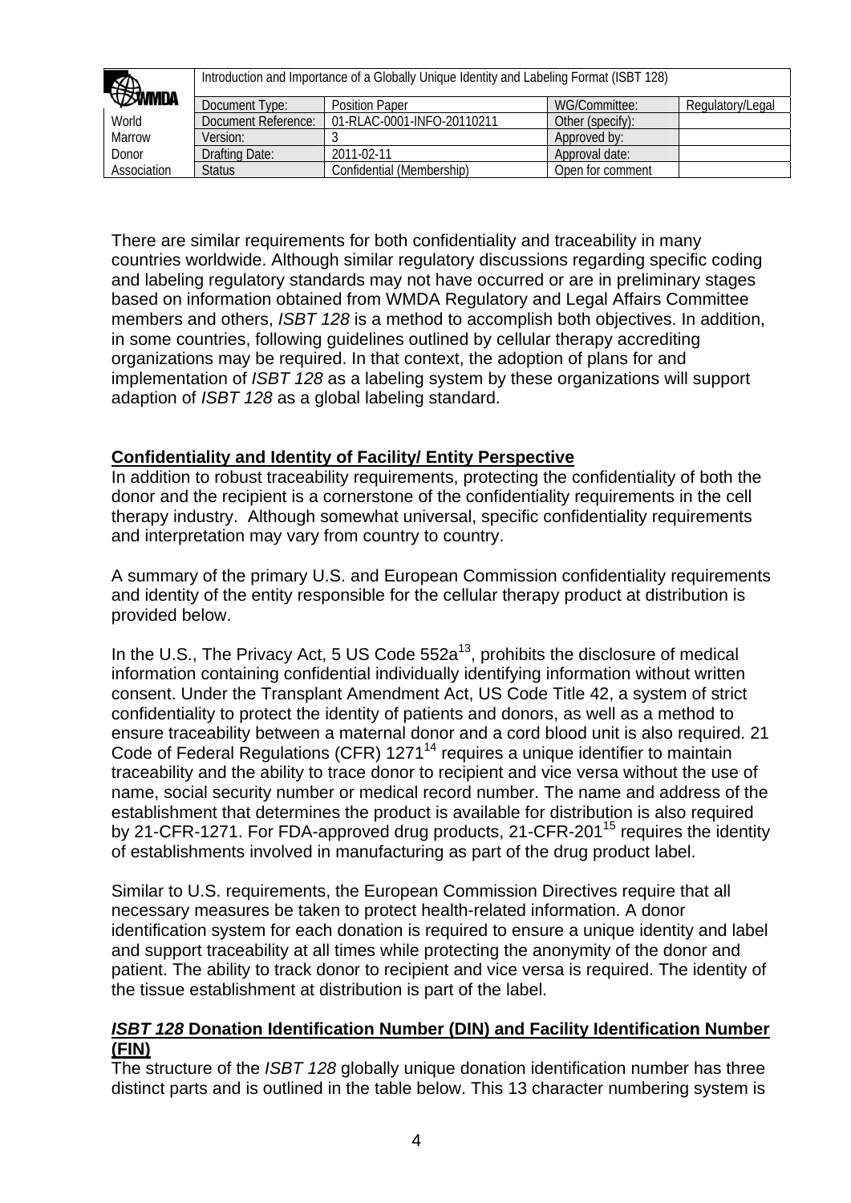There are similar requirements for both confidentiality and traceability in many countries worldwide. Although similar regulatory discussions regarding specific coding and labeling regulatory standards may not have occurred or are in preliminary stages based on information obtained from WMDA Regulatory and Legal Affairs Committee members and others, *ISBT 128* is a method to accomplish both objectives. In addition, in some countries, following guidelines outlined by cellular therapy accrediting organizations may be required. In that context, the adoption of plans for and implementation of *ISBT 128* as a labeling system by these organizations will support adaption of *ISBT 128* as a global labeling standard.

**Confidentiality and Identity of Facility/ Entity Perspective**

In addition to robust traceability requirements, protecting the confidentiality of both the donor and the recipient is a cornerstone of the confidentiality requirements in the cell therapy industry. Although somewhat universal, specific confidentiality requirements and interpretation may vary from country to country.

A summary of the primary U.S. and European Commission confidentiality requirements and identity of the entity responsible for the cellular therapy product at distribution is provided below.

In the U.S., The Privacy Act, 5 US Code 552a[13], prohibits the disclosure of medical information containing confidential individually identifying information without written consent. Under the Transplant Amendment Act, US Code Title 42, a system of strict confidentiality to protect the identity of patients and donors, as well as a method to ensure traceability between a maternal donor and a cord blood unit is also required. 21 Code of Federal Regulations (CFR) 1271[14] requires a unique identifier to maintain traceability and the ability to trace donor to recipient and vice versa without the use of name, social security number or medical record number. The name and address of the establishment that determines the product is available for distribution is also required by 21-CFR-1271. For FDA-approved drug products, 21-CFR-201[15] requires the identity of establishments involved in manufacturing as part of the drug product label.

Similar to U.S. requirements, the European Commission Directives require that all necessary measures be taken to protect health-related information. A donor identification system for each donation is required to ensure a unique identity and label and support traceability at all times while protecting the anonymity of the donor and patient. The ability to track donor to recipient and vice versa is required. The identity of the tissue establishment at distribution is part of the label.

***ISBT 128* Donation Identification Number (DIN) and Facility Identification Number (FIN)**

The structure of the *ISBT 128* globally unique donation identification number has three distinct parts and is outlined in the table below. This 13 character numbering system is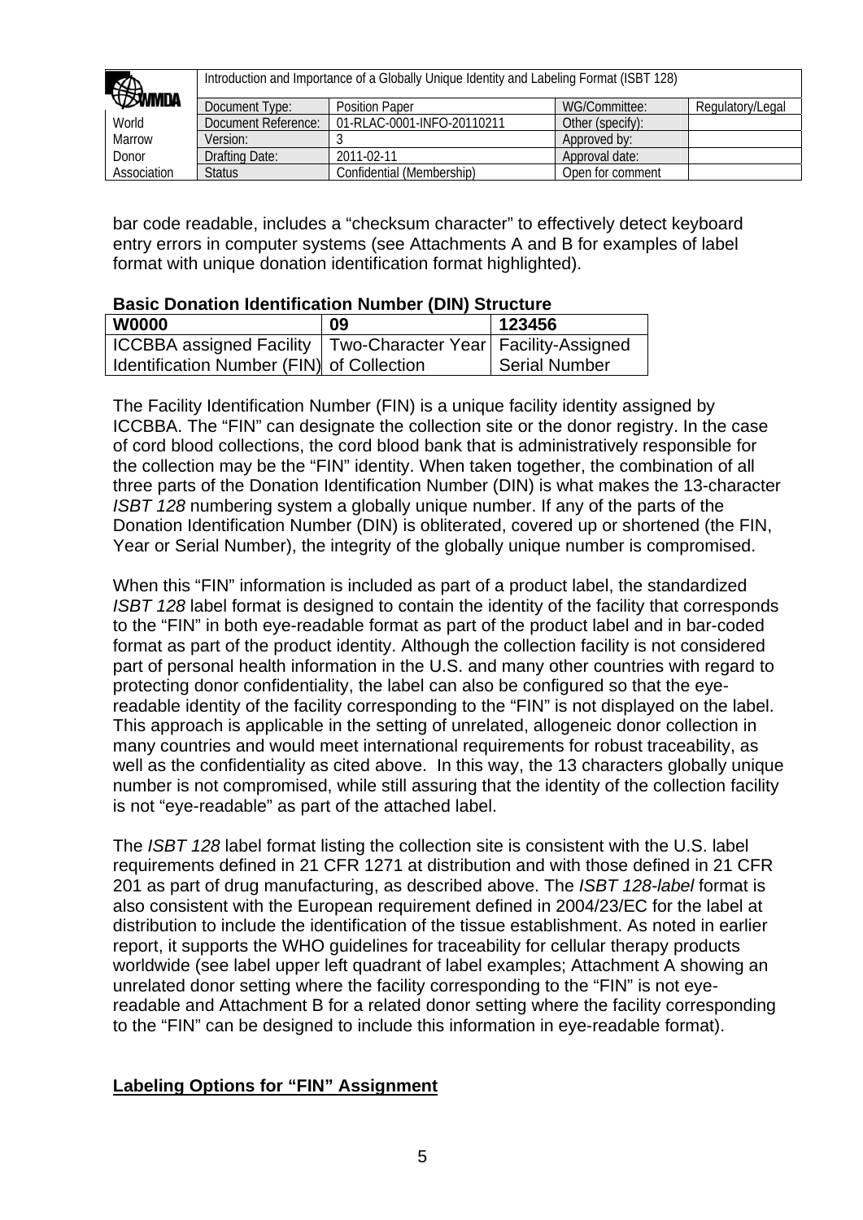bar code readable, includes a “checksum character” to effectively detect keyboard entry errors in computer systems (see Attachments A and B for examples of label format with unique donation identification format highlighted).

**Basic Donation Identification Number (DIN) Structure**

| W0000 | 09 | 123456 |
|---|---|---|
| ICCBBA assigned Facility Identification Number (FIN) | Two-Character Year of Collection | Facility-Assigned Serial Number |

The Facility Identification Number (FIN) is a unique facility identity assigned by ICCBBA. The “FIN” can designate the collection site or the donor registry. In the case of cord blood collections, the cord blood bank that is administratively responsible for the collection may be the “FIN” identity. When taken together, the combination of all three parts of the Donation Identification Number (DIN) is what makes the 13-character *ISBT 128* numbering system a globally unique number. If any of the parts of the Donation Identification Number (DIN) is obliterated, covered up or shortened (the FIN, Year or Serial Number), the integrity of the globally unique number is compromised.

When this “FIN” information is included as part of a product label, the standardized *ISBT 128* label format is designed to contain the identity of the facility that corresponds to the “FIN” in both eye-readable format as part of the product label and in bar-coded format as part of the product identity. Although the collection facility is not considered part of personal health information in the U.S. and many other countries with regard to protecting donor confidentiality, the label can also be configured so that the eye-readable identity of the facility corresponding to the “FIN” is not displayed on the label. This approach is applicable in the setting of unrelated, allogeneic donor collection in many countries and would meet international requirements for robust traceability, as well as the confidentiality as cited above. In this way, the 13 characters globally unique number is not compromised, while still assuring that the identity of the collection facility is not “eye-readable” as part of the attached label.

The *ISBT 128* label format listing the collection site is consistent with the U.S. label requirements defined in 21 CFR 1271 at distribution and with those defined in 21 CFR 201 as part of drug manufacturing, as described above. The *ISBT 128-label* format is also consistent with the European requirement defined in 2004/23/EC for the label at distribution to include the identification of the tissue establishment. As noted in earlier report, it supports the WHO guidelines for traceability for cellular therapy products worldwide (see label upper left quadrant of label examples; Attachment A showing an unrelated donor setting where the facility corresponding to the “FIN” is not eye-readable and Attachment B for a related donor setting where the facility corresponding to the “FIN” can be designed to include this information in eye-readable format).

**<u>Labeling Options for “FIN” Assignment</u>**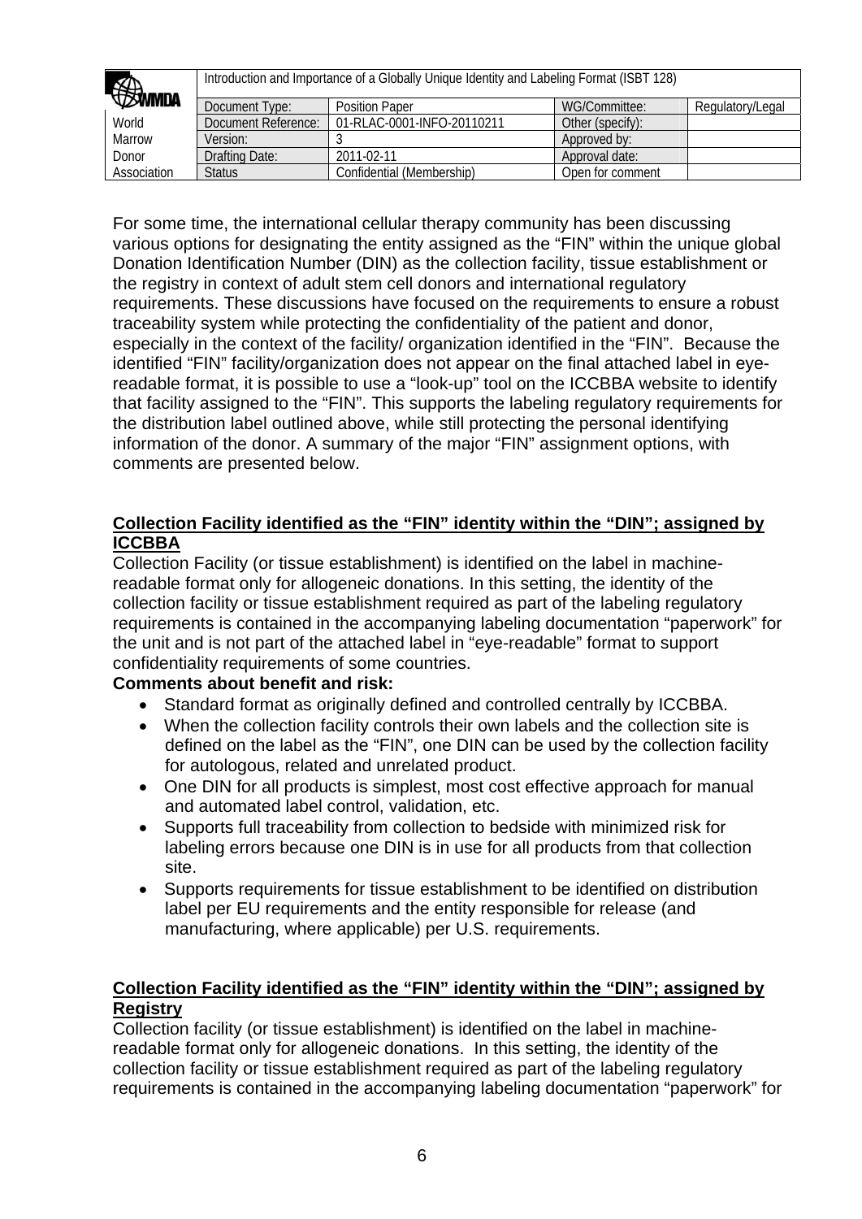For some time, the international cellular therapy community has been discussing various options for designating the entity assigned as the "FIN" within the unique global Donation Identification Number (DIN) as the collection facility, tissue establishment or the registry in context of adult stem cell donors and international regulatory requirements. These discussions have focused on the requirements to ensure a robust traceability system while protecting the confidentiality of the patient and donor, especially in the context of the facility/ organization identified in the "FIN". Because the identified "FIN" facility/organization does not appear on the final attached label in eye-readable format, it is possible to use a "look-up" tool on the ICCBBA website to identify that facility assigned to the "FIN". This supports the labeling regulatory requirements for the distribution label outlined above, while still protecting the personal identifying information of the donor. A summary of the major "FIN" assignment options, with comments are presented below.

**Collection Facility identified as the "FIN" identity within the "DIN"; assigned by ICCBBA**

Collection Facility (or tissue establishment) is identified on the label in machine-readable format only for allogeneic donations. In this setting, the identity of the collection facility or tissue establishment required as part of the labeling regulatory requirements is contained in the accompanying labeling documentation "paperwork" for the unit and is not part of the attached label in "eye-readable" format to support confidentiality requirements of some countries.

**Comments about benefit and risk:**

- Standard format as originally defined and controlled centrally by ICCBBA.
- When the collection facility controls their own labels and the collection site is defined on the label as the "FIN", one DIN can be used by the collection facility for autologous, related and unrelated product.
- One DIN for all products is simplest, most cost effective approach for manual and automated label control, validation, etc.
- Supports full traceability from collection to bedside with minimized risk for labeling errors because one DIN is in use for all products from that collection site.
- Supports requirements for tissue establishment to be identified on distribution label per EU requirements and the entity responsible for release (and manufacturing, where applicable) per U.S. requirements.

**Collection Facility identified as the "FIN" identity within the "DIN"; assigned by Registry**

Collection facility (or tissue establishment) is identified on the label in machine-readable format only for allogeneic donations. In this setting, the identity of the collection facility or tissue establishment required as part of the labeling regulatory requirements is contained in the accompanying labeling documentation "paperwork" for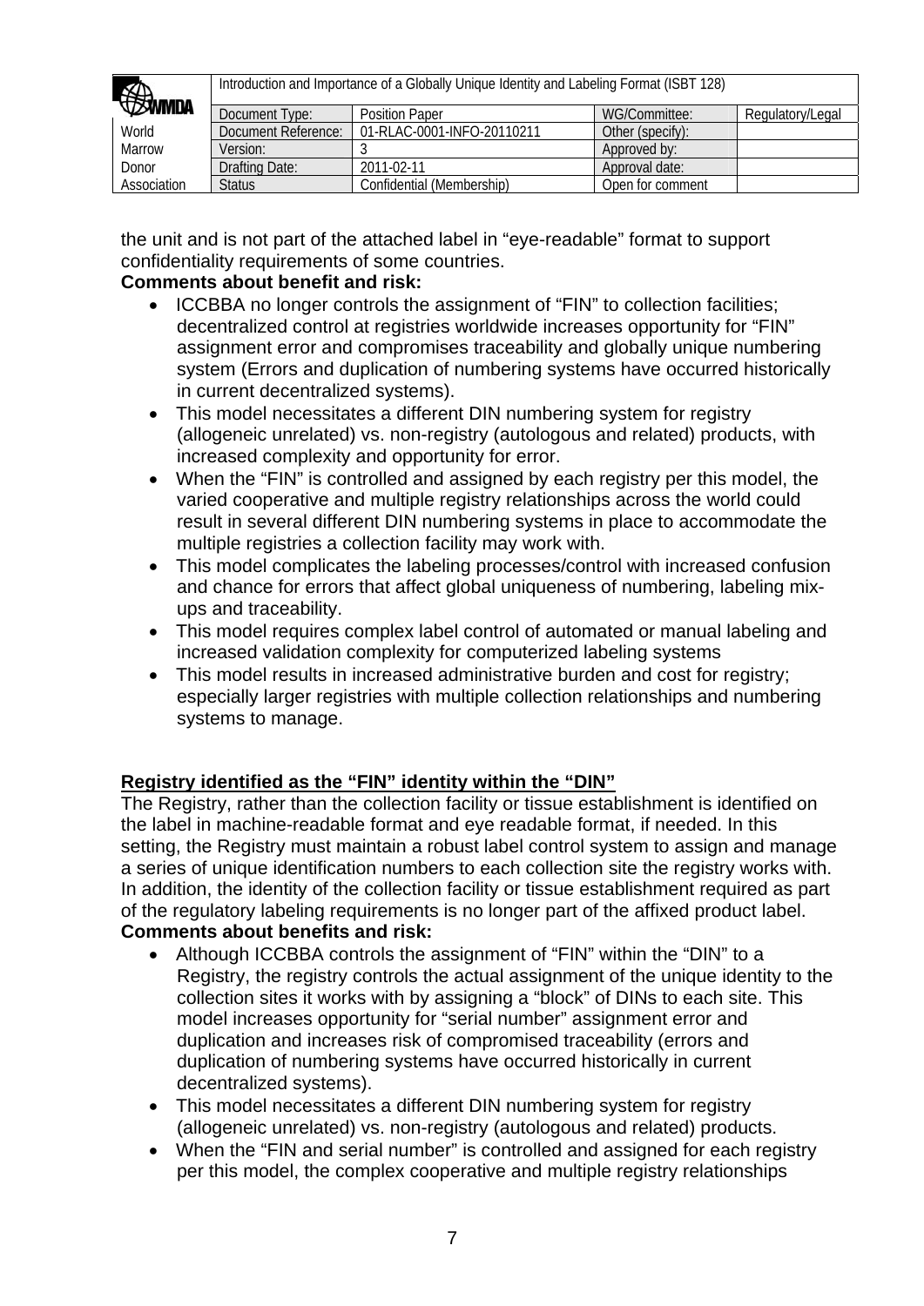the unit and is not part of the attached label in “eye-readable” format to support confidentiality requirements of some countries.

**Comments about benefit and risk:**

- ICCBBA no longer controls the assignment of “FIN” to collection facilities; decentralized control at registries worldwide increases opportunity for “FIN” assignment error and compromises traceability and globally unique numbering system (Errors and duplication of numbering systems have occurred historically in current decentralized systems).
- This model necessitates a different DIN numbering system for registry (allogeneic unrelated) vs. non-registry (autologous and related) products, with increased complexity and opportunity for error.
- When the “FIN” is controlled and assigned by each registry per this model, the varied cooperative and multiple registry relationships across the world could result in several different DIN numbering systems in place to accommodate the multiple registries a collection facility may work with.
- This model complicates the labeling processes/control with increased confusion and chance for errors that affect global uniqueness of numbering, labeling mix-ups and traceability.
- This model requires complex label control of automated or manual labeling and increased validation complexity for computerized labeling systems
- This model results in increased administrative burden and cost for registry; especially larger registries with multiple collection relationships and numbering systems to manage.

**<u>Registry identified as the “FIN” identity within the “DIN”</u>**

The Registry, rather than the collection facility or tissue establishment is identified on the label in machine-readable format and eye readable format, if needed. In this setting, the Registry must maintain a robust label control system to assign and manage a series of unique identification numbers to each collection site the registry works with. In addition, the identity of the collection facility or tissue establishment required as part of the regulatory labeling requirements is no longer part of the affixed product label.

**Comments about benefits and risk:**

- Although ICCBBA controls the assignment of “FIN” within the “DIN” to a Registry, the registry controls the actual assignment of the unique identity to the collection sites it works with by assigning a “block” of DINs to each site. This model increases opportunity for “serial number” assignment error and duplication and increases risk of compromised traceability (errors and duplication of numbering systems have occurred historically in current decentralized systems).
- This model necessitates a different DIN numbering system for registry (allogeneic unrelated) vs. non-registry (autologous and related) products.
- When the “FIN and serial number” is controlled and assigned for each registry per this model, the complex cooperative and multiple registry relationships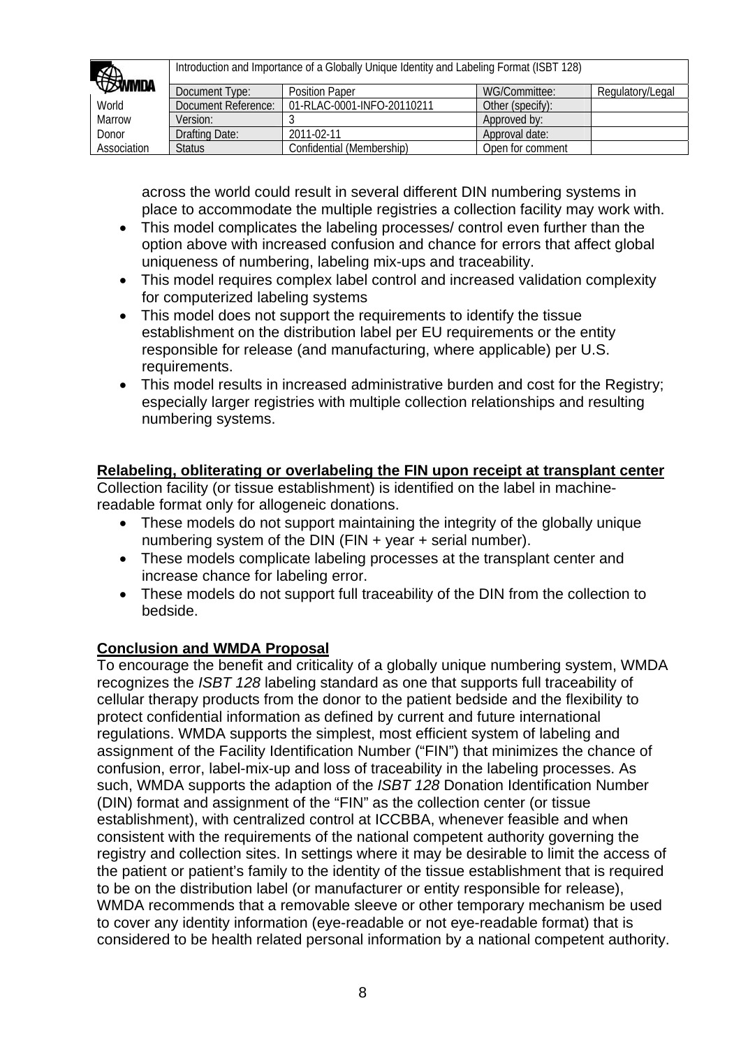across the world could result in several different DIN numbering systems in place to accommodate the multiple registries a collection facility may work with.

- This model complicates the labeling processes/ control even further than the option above with increased confusion and chance for errors that affect global uniqueness of numbering, labeling mix-ups and traceability.
- This model requires complex label control and increased validation complexity for computerized labeling systems
- This model does not support the requirements to identify the tissue establishment on the distribution label per EU requirements or the entity responsible for release (and manufacturing, where applicable) per U.S. requirements.
- This model results in increased administrative burden and cost for the Registry; especially larger registries with multiple collection relationships and resulting numbering systems.

**Relabeling, obliterating or overlabeling the FIN upon receipt at transplant center**

Collection facility (or tissue establishment) is identified on the label in machine-readable format only for allogeneic donations.

- These models do not support maintaining the integrity of the globally unique numbering system of the DIN (FIN + year + serial number).
- These models complicate labeling processes at the transplant center and increase chance for labeling error.
- These models do not support full traceability of the DIN from the collection to bedside.

**Conclusion and WMDA Proposal**

To encourage the benefit and criticality of a globally unique numbering system, WMDA recognizes the *ISBT 128* labeling standard as one that supports full traceability of cellular therapy products from the donor to the patient bedside and the flexibility to protect confidential information as defined by current and future international regulations. WMDA supports the simplest, most efficient system of labeling and assignment of the Facility Identification Number ("FIN") that minimizes the chance of confusion, error, label-mix-up and loss of traceability in the labeling processes. As such, WMDA supports the adaption of the *ISBT 128* Donation Identification Number (DIN) format and assignment of the "FIN" as the collection center (or tissue establishment), with centralized control at ICCBBA, whenever feasible and when consistent with the requirements of the national competent authority governing the registry and collection sites. In settings where it may be desirable to limit the access of the patient or patient's family to the identity of the tissue establishment that is required to be on the distribution label (or manufacturer or entity responsible for release), WMDA recommends that a removable sleeve or other temporary mechanism be used to cover any identity information (eye-readable or not eye-readable format) that is considered to be health related personal information by a national competent authority.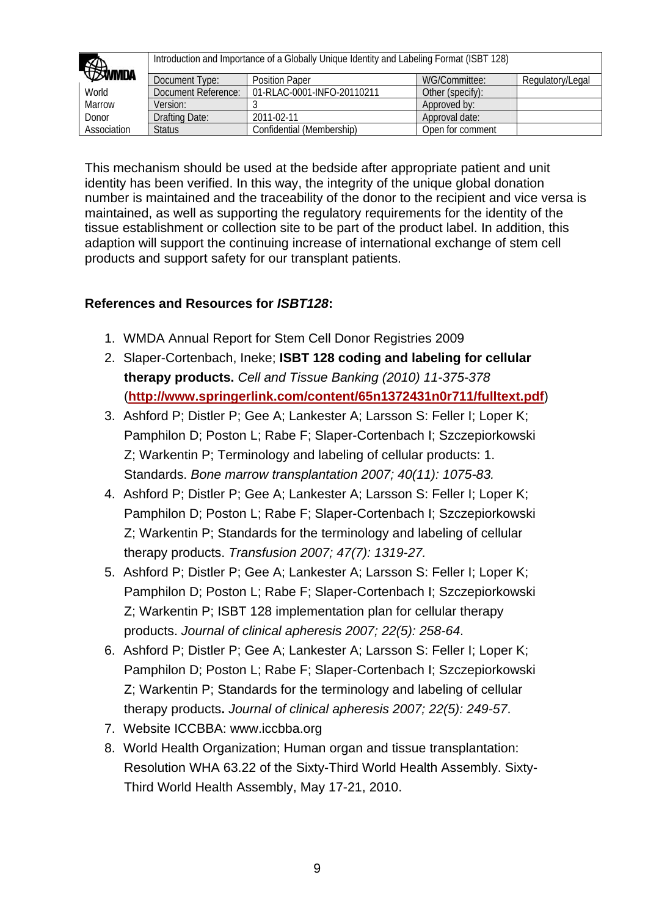This mechanism should be used at the bedside after appropriate patient and unit identity has been verified. In this way, the integrity of the unique global donation number is maintained and the traceability of the donor to the recipient and vice versa is maintained, as well as supporting the regulatory requirements for the identity of the tissue establishment or collection site to be part of the product label. In addition, this adaption will support the continuing increase of international exchange of stem cell products and support safety for our transplant patients.

**References and Resources for *ISBT128*:**

1. WMDA Annual Report for Stem Cell Donor Registries 2009
2. Slaper-Cortenbach, Ineke; **ISBT 128 coding and labeling for cellular therapy products.** *Cell and Tissue Banking (2010) 11-375-378* (**http://www.springerlink.com/content/65n1372431n0r711/fulltext.pdf**)
3. Ashford P; Distler P; Gee A; Lankester A; Larsson S: Feller I; Loper K; Pamphilon D; Poston L; Rabe F; Slaper-Cortenbach I; Szczepiorkowski Z; Warkentin P; Terminology and labeling of cellular products: 1. Standards. *Bone marrow transplantation 2007; 40(11): 1075-83.*
4. Ashford P; Distler P; Gee A; Lankester A; Larsson S: Feller I; Loper K; Pamphilon D; Poston L; Rabe F; Slaper-Cortenbach I; Szczepiorkowski Z; Warkentin P; Standards for the terminology and labeling of cellular therapy products. *Transfusion 2007; 47(7): 1319-27.*
5. Ashford P; Distler P; Gee A; Lankester A; Larsson S: Feller I; Loper K; Pamphilon D; Poston L; Rabe F; Slaper-Cortenbach I; Szczepiorkowski Z; Warkentin P; ISBT 128 implementation plan for cellular therapy products. *Journal of clinical apheresis 2007; 22(5): 258-64*.
6. Ashford P; Distler P; Gee A; Lankester A; Larsson S: Feller I; Loper K; Pamphilon D; Poston L; Rabe F; Slaper-Cortenbach I; Szczepiorkowski Z; Warkentin P; Standards for the terminology and labeling of cellular therapy products**.** *Journal of clinical apheresis 2007; 22(5): 249-57*.
7. Website ICCBBA: www.iccbba.org
8. World Health Organization; Human organ and tissue transplantation: Resolution WHA 63.22 of the Sixty-Third World Health Assembly. Sixty-Third World Health Assembly, May 17-21, 2010.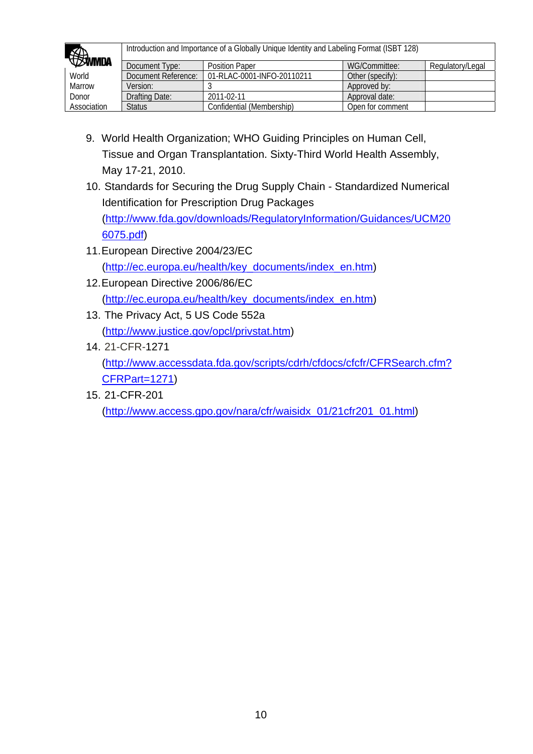9. World Health Organization; WHO Guiding Principles on Human Cell, Tissue and Organ Transplantation. Sixty-Third World Health Assembly, May 17-21, 2010.
10. Standards for Securing the Drug Supply Chain - Standardized Numerical Identification for Prescription Drug Packages (http://www.fda.gov/downloads/RegulatoryInformation/Guidances/UCM206075.pdf)
11. European Directive 2004/23/EC (http://ec.europa.eu/health/key_documents/index_en.htm)
12. European Directive 2006/86/EC (http://ec.europa.eu/health/key_documents/index_en.htm)
13. The Privacy Act, 5 US Code 552a (http://www.justice.gov/opcl/privstat.htm)
14. 21-CFR-1271 (http://www.accessdata.fda.gov/scripts/cdrh/cfdocs/cfcfr/CFRSearch.cfm?CFRPart=1271)
15. 21-CFR-201 (http://www.access.gpo.gov/nara/cfr/waisidx_01/21cfr201_01.html)